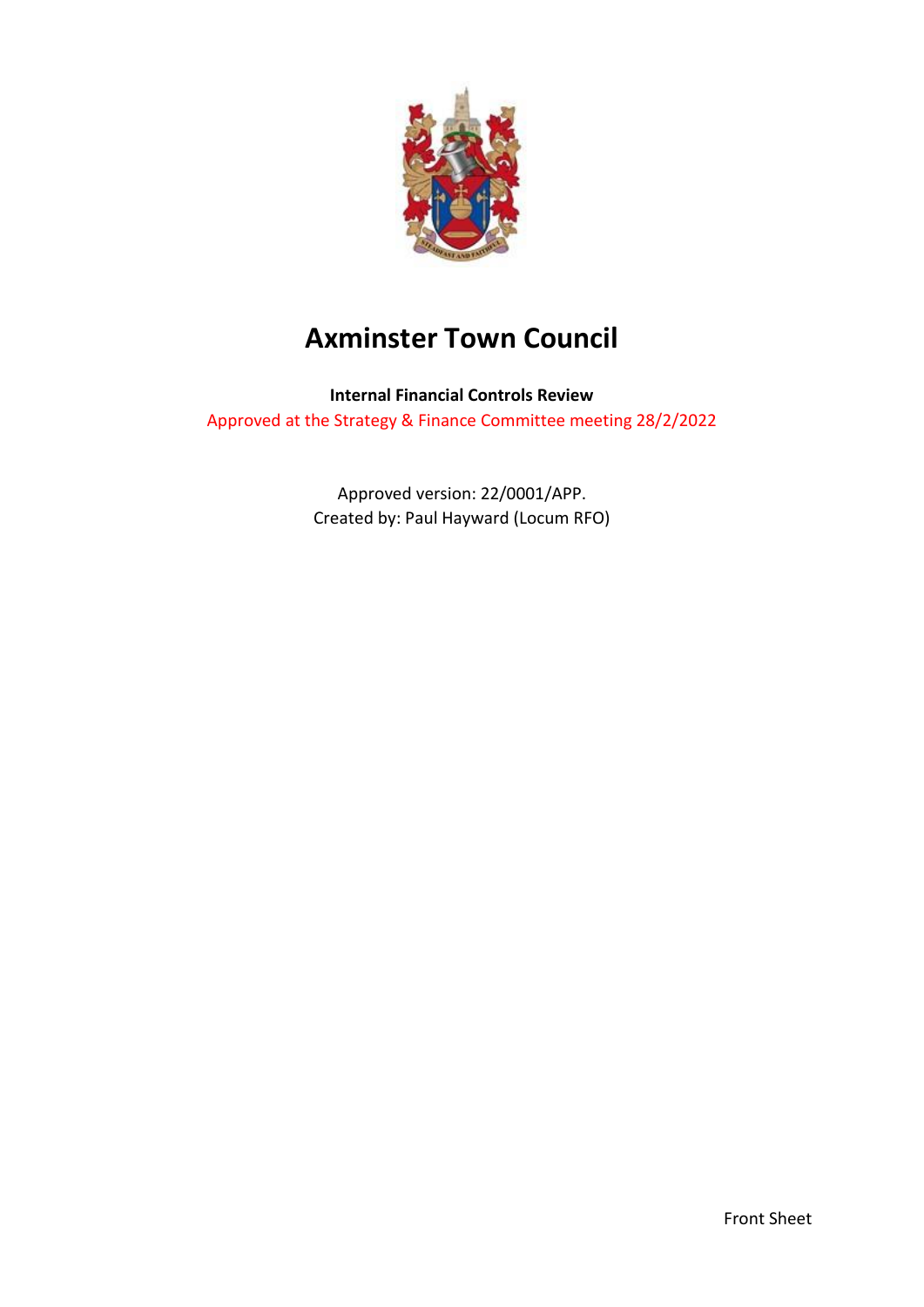# Axminster Town Council

**Internal Financial Controls Review**

Approved at the Strategy & Finance Committee meeting 28/2/2022

Approved version: 22/0001/APP.
Created by: Paul Hayward (Locum RFO)

Front Sheet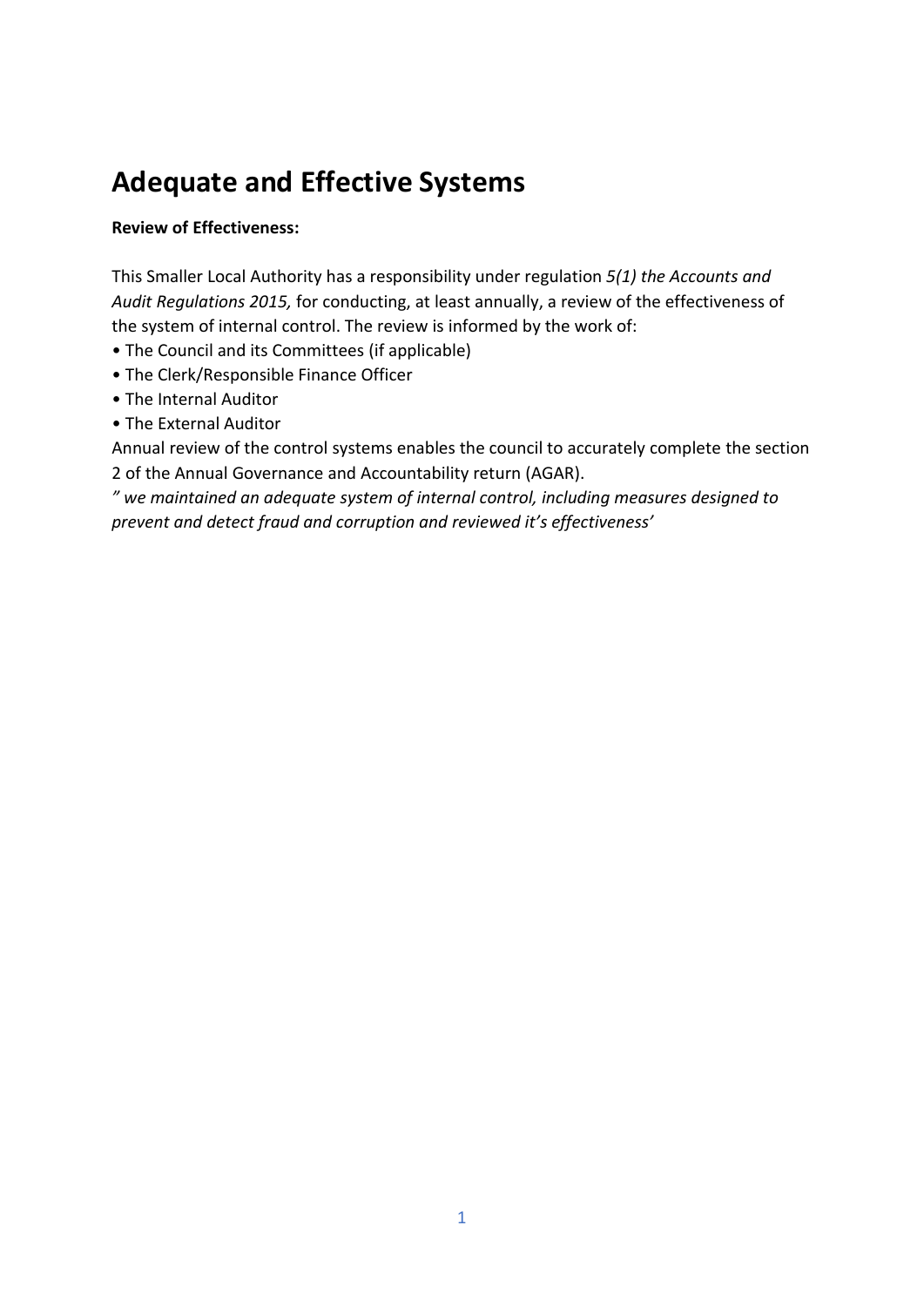# Adequate and Effective Systems

**Review of Effectiveness:**

This Smaller Local Authority has a responsibility under regulation *5(1) the Accounts and Audit Regulations 2015,* for conducting, at least annually, a review of the effectiveness of the system of internal control. The review is informed by the work of:

- The Council and its Committees (if applicable)
- The Clerk/Responsible Finance Officer
- The Internal Auditor
- The External Auditor

Annual review of the control systems enables the council to accurately complete the section 2 of the Annual Governance and Accountability return (AGAR).

*" we maintained an adequate system of internal control, including measures designed to prevent and detect fraud and corruption and reviewed it's effectiveness'*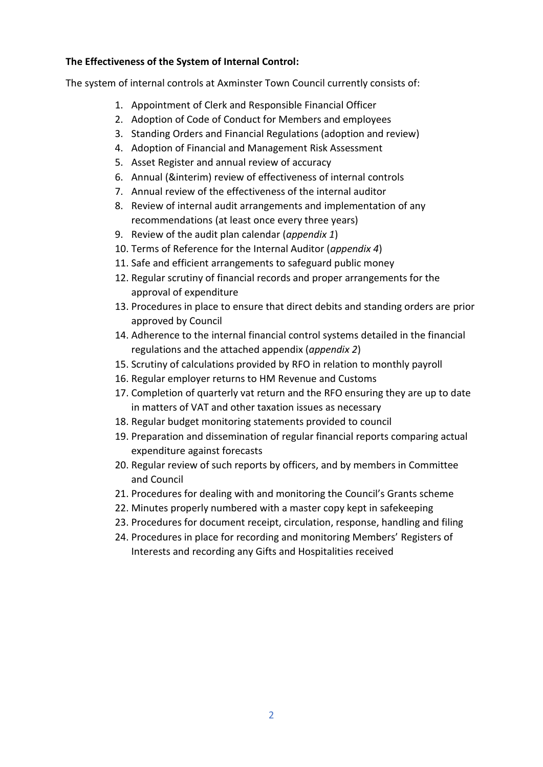**The Effectiveness of the System of Internal Control:**

The system of internal controls at Axminster Town Council currently consists of:

1. Appointment of Clerk and Responsible Financial Officer
2. Adoption of Code of Conduct for Members and employees
3. Standing Orders and Financial Regulations (adoption and review)
4. Adoption of Financial and Management Risk Assessment
5. Asset Register and annual review of accuracy
6. Annual (&interim) review of effectiveness of internal controls
7. Annual review of the effectiveness of the internal auditor
8. Review of internal audit arrangements and implementation of any recommendations (at least once every three years)
9. Review of the audit plan calendar (*appendix 1*)
10. Terms of Reference for the Internal Auditor (*appendix 4*)
11. Safe and efficient arrangements to safeguard public money
12. Regular scrutiny of financial records and proper arrangements for the approval of expenditure
13. Procedures in place to ensure that direct debits and standing orders are prior approved by Council
14. Adherence to the internal financial control systems detailed in the financial regulations and the attached appendix (*appendix 2*)
15. Scrutiny of calculations provided by RFO in relation to monthly payroll
16. Regular employer returns to HM Revenue and Customs
17. Completion of quarterly vat return and the RFO ensuring they are up to date in matters of VAT and other taxation issues as necessary
18. Regular budget monitoring statements provided to council
19. Preparation and dissemination of regular financial reports comparing actual expenditure against forecasts
20. Regular review of such reports by officers, and by members in Committee and Council
21. Procedures for dealing with and monitoring the Council's Grants scheme
22. Minutes properly numbered with a master copy kept in safekeeping
23. Procedures for document receipt, circulation, response, handling and filing
24. Procedures in place for recording and monitoring Members' Registers of Interests and recording any Gifts and Hospitalities received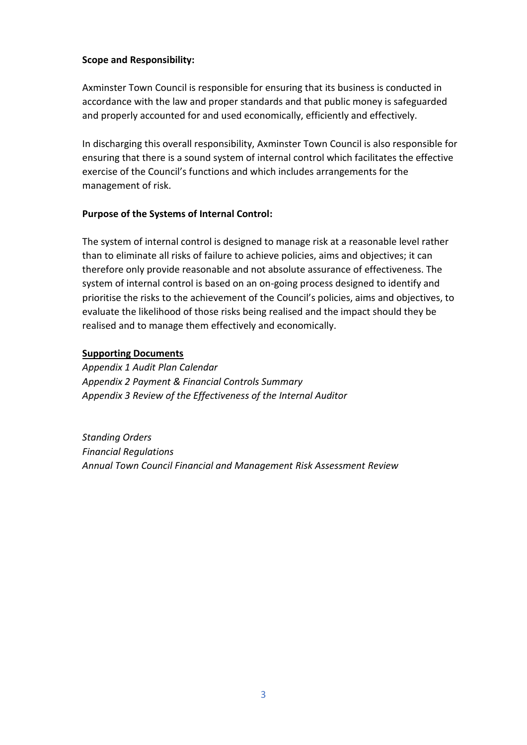**Scope and Responsibility:**

Axminster Town Council is responsible for ensuring that its business is conducted in accordance with the law and proper standards and that public money is safeguarded and properly accounted for and used economically, efficiently and effectively.

In discharging this overall responsibility, Axminster Town Council is also responsible for ensuring that there is a sound system of internal control which facilitates the effective exercise of the Council's functions and which includes arrangements for the management of risk.

**Purpose of the Systems of Internal Control:**

The system of internal control is designed to manage risk at a reasonable level rather than to eliminate all risks of failure to achieve policies, aims and objectives; it can therefore only provide reasonable and not absolute assurance of effectiveness. The system of internal control is based on an on-going process designed to identify and prioritise the risks to the achievement of the Council's policies, aims and objectives, to evaluate the likelihood of those risks being realised and the impact should they be realised and to manage them effectively and economically.

**Supporting Documents**

*Appendix 1 Audit Plan Calendar*
*Appendix 2 Payment & Financial Controls Summary*
*Appendix 3 Review of the Effectiveness of the Internal Auditor*

*Standing Orders*
*Financial Regulations*
*Annual Town Council Financial and Management Risk Assessment Review*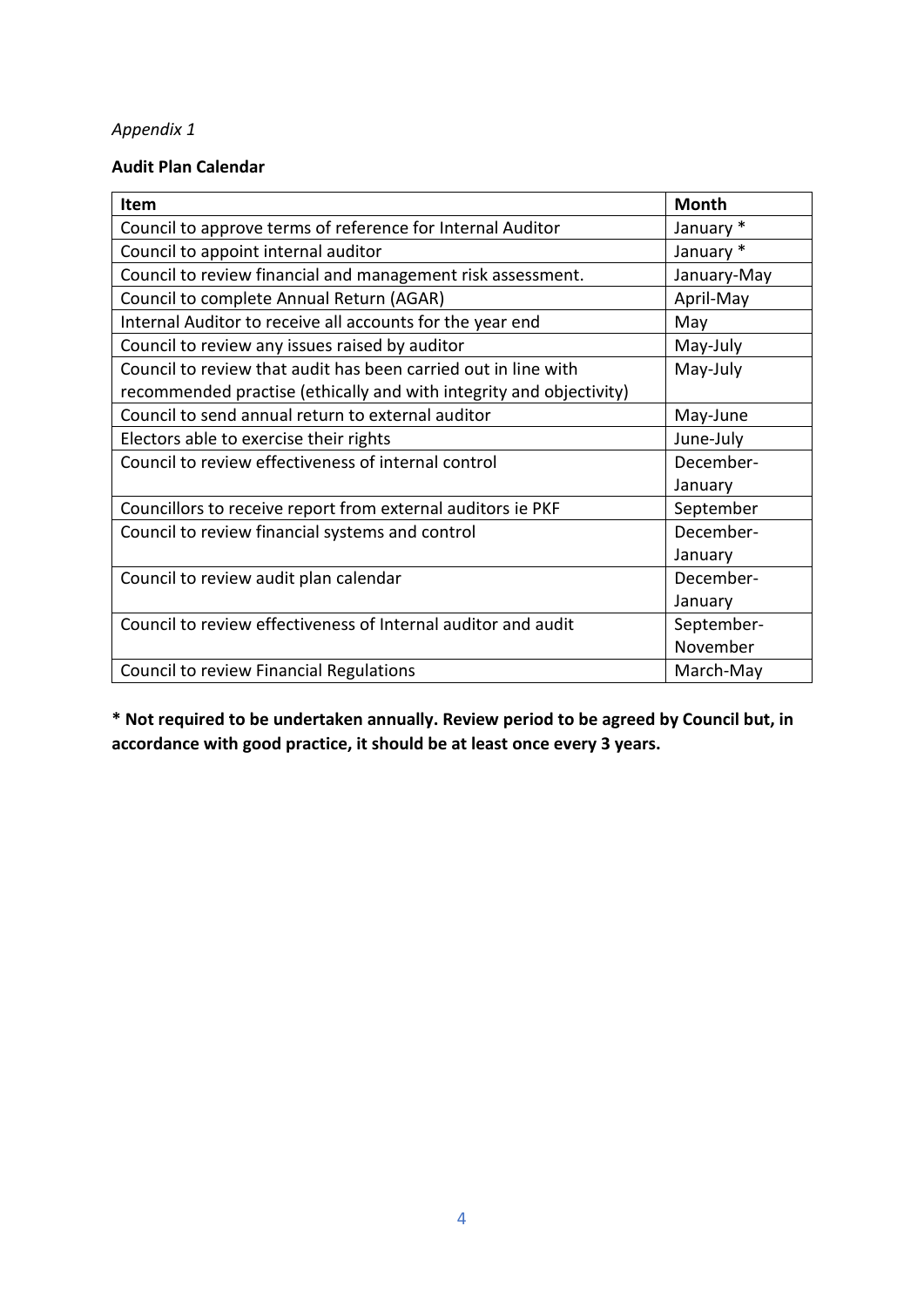*Appendix 1*

**Audit Plan Calendar**

| Item | Month |
|---|---|
| Council to approve terms of reference for Internal Auditor | January * |
| Council to appoint internal auditor | January * |
| Council to review financial and management risk assessment. | January-May |
| Council to complete Annual Return (AGAR) | April-May |
| Internal Auditor to receive all accounts for the year end | May |
| Council to review any issues raised by auditor | May-July |
| Council to review that audit has been carried out in line with recommended practise (ethically and with integrity and objectivity) | May-July |
| Council to send annual return to external auditor | May-June |
| Electors able to exercise their rights | June-July |
| Council to review effectiveness of internal control | December-January |
| Councillors to receive report from external auditors ie PKF | September |
| Council to review financial systems and control | December-January |
| Council to review audit plan calendar | December-January |
| Council to review effectiveness of Internal auditor and audit | September-November |
| Council to review Financial Regulations | March-May |

**\* Not required to be undertaken annually. Review period to be agreed by Council but, in accordance with good practice, it should be at least once every 3 years.**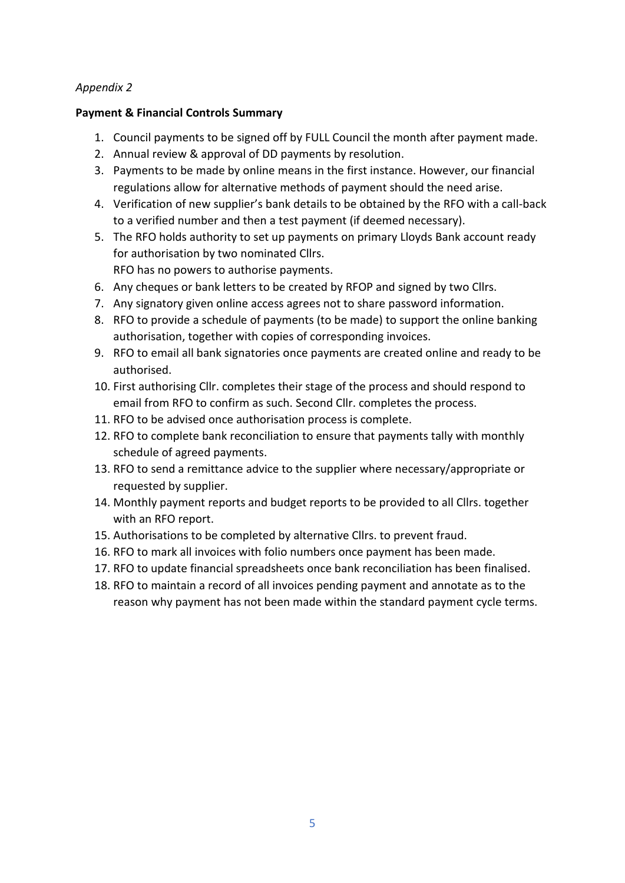*Appendix 2*

**Payment & Financial Controls Summary**

1. Council payments to be signed off by FULL Council the month after payment made.
2. Annual review & approval of DD payments by resolution.
3. Payments to be made by online means in the first instance. However, our financial regulations allow for alternative methods of payment should the need arise.
4. Verification of new supplier's bank details to be obtained by the RFO with a call-back to a verified number and then a test payment (if deemed necessary).
5. The RFO holds authority to set up payments on primary Lloyds Bank account ready for authorisation by two nominated Cllrs.
   RFO has no powers to authorise payments.
6. Any cheques or bank letters to be created by RFOP and signed by two Cllrs.
7. Any signatory given online access agrees not to share password information.
8. RFO to provide a schedule of payments (to be made) to support the online banking authorisation, together with copies of corresponding invoices.
9. RFO to email all bank signatories once payments are created online and ready to be authorised.
10. First authorising Cllr. completes their stage of the process and should respond to email from RFO to confirm as such. Second Cllr. completes the process.
11. RFO to be advised once authorisation process is complete.
12. RFO to complete bank reconciliation to ensure that payments tally with monthly schedule of agreed payments.
13. RFO to send a remittance advice to the supplier where necessary/appropriate or requested by supplier.
14. Monthly payment reports and budget reports to be provided to all Cllrs. together with an RFO report.
15. Authorisations to be completed by alternative Cllrs. to prevent fraud.
16. RFO to mark all invoices with folio numbers once payment has been made.
17. RFO to update financial spreadsheets once bank reconciliation has been finalised.
18. RFO to maintain a record of all invoices pending payment and annotate as to the reason why payment has not been made within the standard payment cycle terms.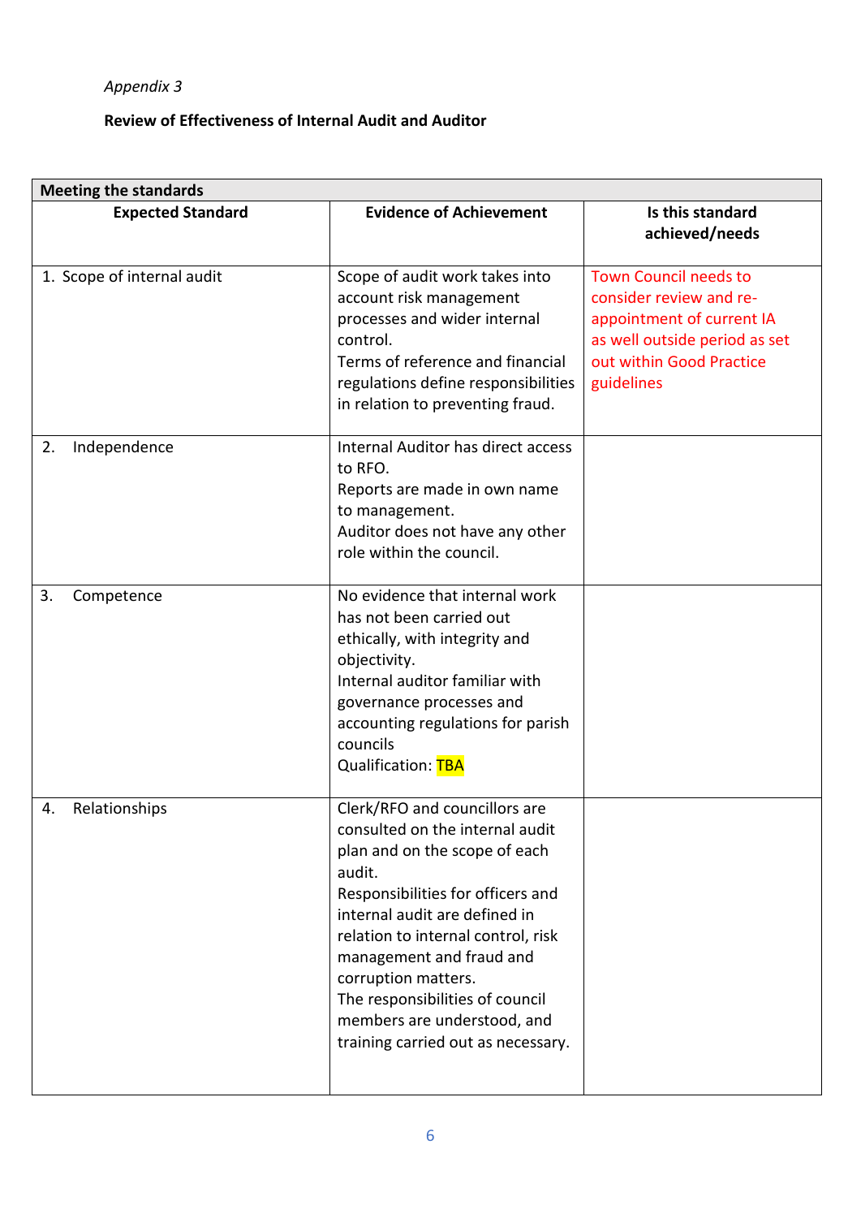*Appendix 3*

**Review of Effectiveness of Internal Audit and Auditor**

| **Meeting the standards** | | |
|---|---|---|
| **Expected Standard** | **Evidence of Achievement** | **Is this standard achieved/needs** |
| 1. Scope of internal audit | Scope of audit work takes into account risk management processes and wider internal control.<br>Terms of reference and financial regulations define responsibilities in relation to preventing fraud. | Town Council needs to consider review and re-appointment of current IA as well outside period as set out within Good Practice guidelines |
| 2. Independence | Internal Auditor has direct access to RFO.<br>Reports are made in own name to management.<br>Auditor does not have any other role within the council. | |
| 3. Competence | No evidence that internal work has not been carried out ethically, with integrity and objectivity.<br>Internal auditor familiar with governance processes and accounting regulations for parish councils<br>Qualification: TBA | |
| 4. Relationships | Clerk/RFO and councillors are consulted on the internal audit plan and on the scope of each audit.<br>Responsibilities for officers and internal audit are defined in relation to internal control, risk management and fraud and corruption matters.<br>The responsibilities of council members are understood, and training carried out as necessary. | |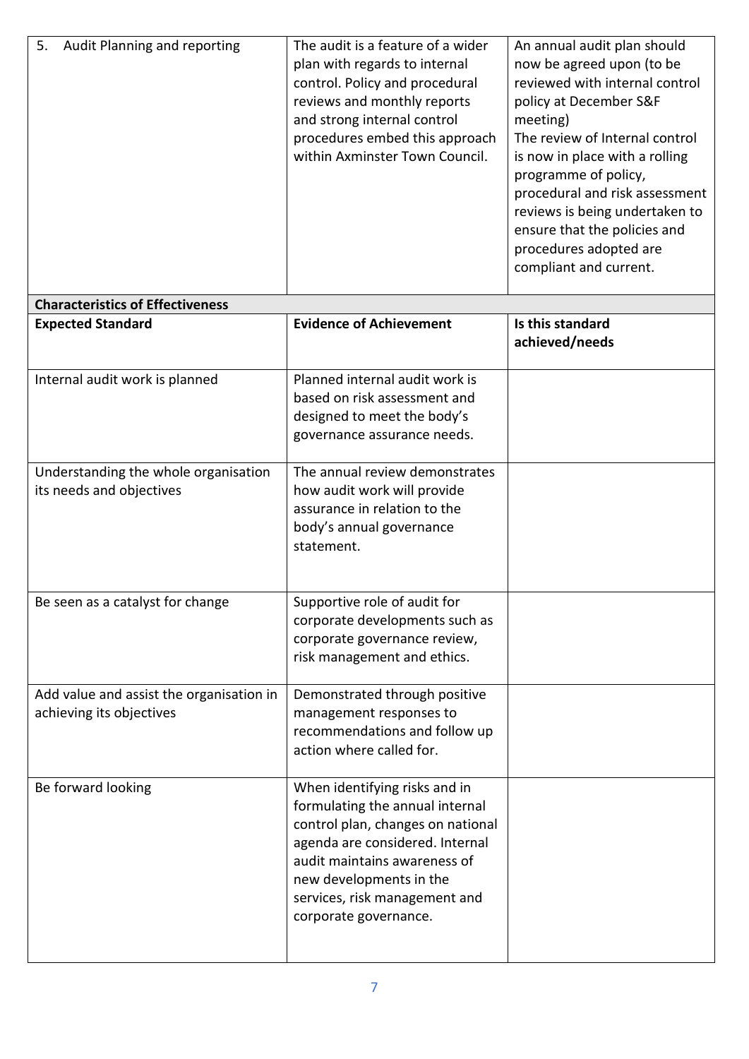| 5. Audit Planning and reporting | The audit is a feature of a wider plan with regards to internal control. Policy and procedural reviews and monthly reports and strong internal control procedures embed this approach within Axminster Town Council. | An annual audit plan should now be agreed upon (to be reviewed with internal control policy at December S&F meeting)<br>The review of Internal control is now in place with a rolling programme of policy, procedural and risk assessment reviews is being undertaken to ensure that the policies and procedures adopted are compliant and current. |
|---|---|---|
| **Characteristics of Effectiveness** | | |
| **Expected Standard** | **Evidence of Achievement** | **Is this standard achieved/needs** |
| Internal audit work is planned | Planned internal audit work is based on risk assessment and designed to meet the body's governance assurance needs. | |
| Understanding the whole organisation its needs and objectives | The annual review demonstrates how audit work will provide assurance in relation to the body's annual governance statement. | |
| Be seen as a catalyst for change | Supportive role of audit for corporate developments such as corporate governance review, risk management and ethics. | |
| Add value and assist the organisation in achieving its objectives | Demonstrated through positive management responses to recommendations and follow up action where called for. | |
| Be forward looking | When identifying risks and in formulating the annual internal control plan, changes on national agenda are considered. Internal audit maintains awareness of new developments in the services, risk management and corporate governance. | |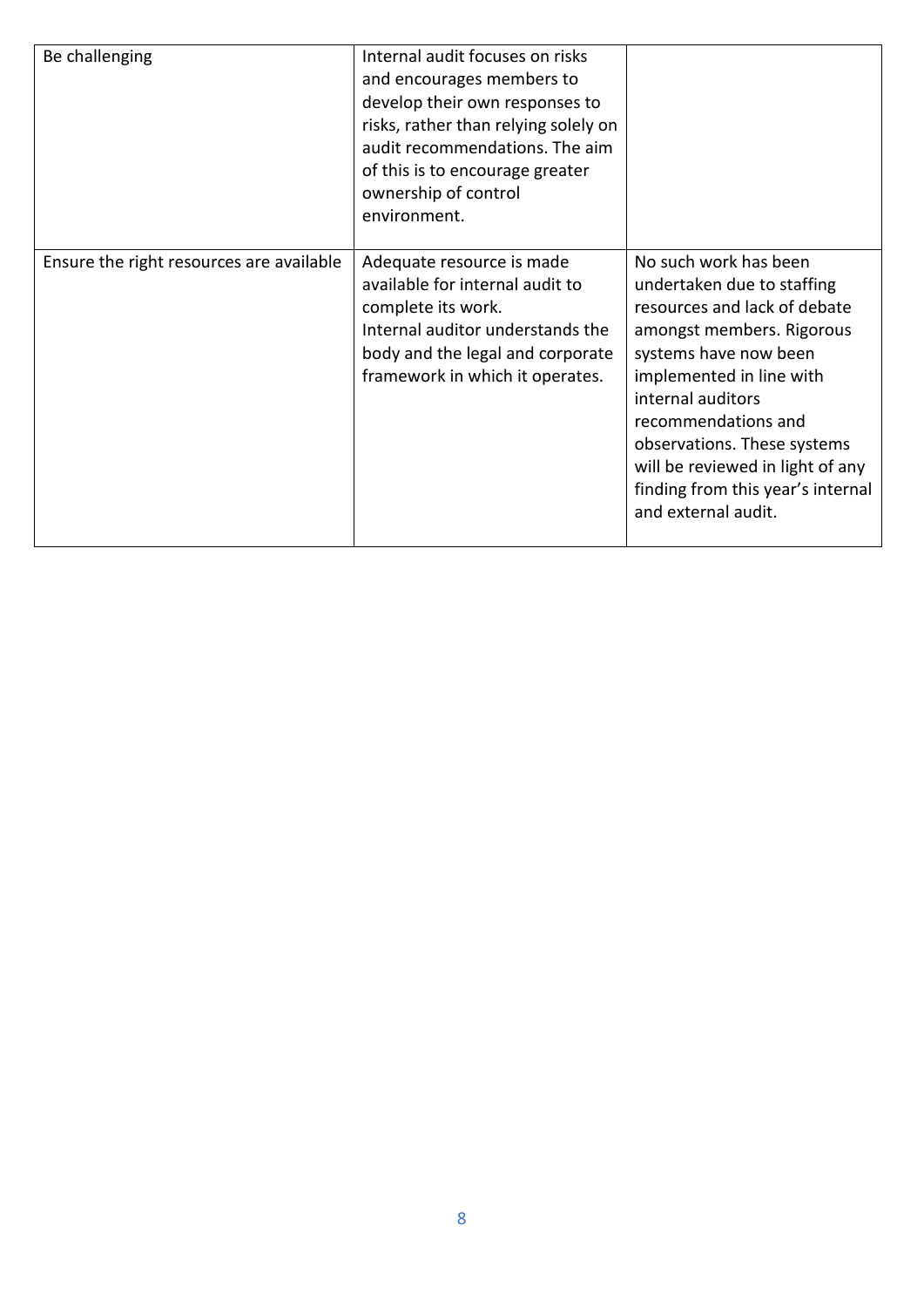| | | |
|---|---|---|
| Be challenging | Internal audit focuses on risks and encourages members to develop their own responses to risks, rather than relying solely on audit recommendations. The aim of this is to encourage greater ownership of control environment. | |
| Ensure the right resources are available | Adequate resource is made available for internal audit to complete its work.<br>Internal auditor understands the body and the legal and corporate framework in which it operates. | No such work has been undertaken due to staffing resources and lack of debate amongst members. Rigorous systems have now been implemented in line with internal auditors recommendations and observations. These systems will be reviewed in light of any finding from this year's internal and external audit. |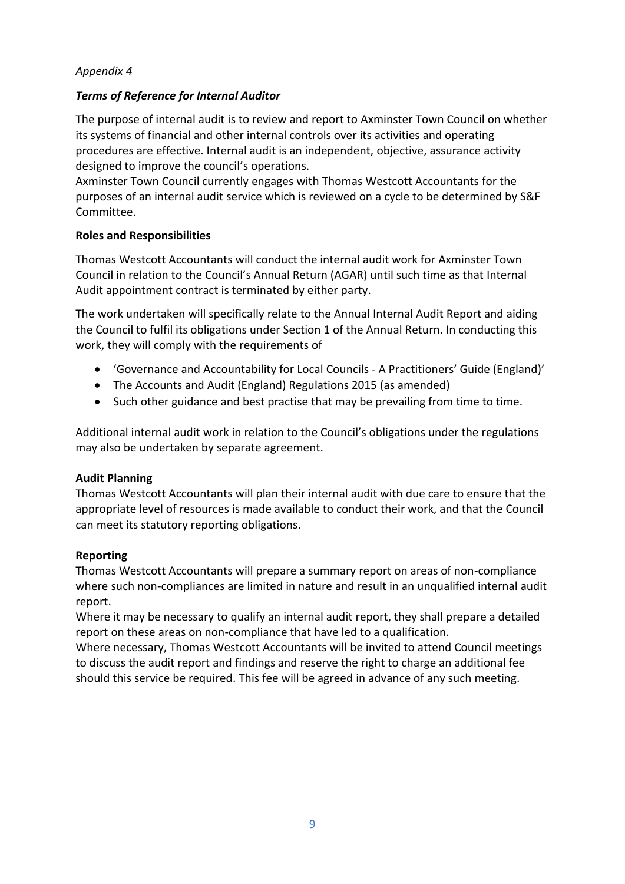*Appendix 4*

## *Terms of Reference for Internal Auditor*

The purpose of internal audit is to review and report to Axminster Town Council on whether its systems of financial and other internal controls over its activities and operating procedures are effective. Internal audit is an independent, objective, assurance activity designed to improve the council's operations.
Axminster Town Council currently engages with Thomas Westcott Accountants for the purposes of an internal audit service which is reviewed on a cycle to be determined by S&F Committee.

### Roles and Responsibilities

Thomas Westcott Accountants will conduct the internal audit work for Axminster Town Council in relation to the Council's Annual Return (AGAR) until such time as that Internal Audit appointment contract is terminated by either party.

The work undertaken will specifically relate to the Annual Internal Audit Report and aiding the Council to fulfil its obligations under Section 1 of the Annual Return. In conducting this work, they will comply with the requirements of

- 'Governance and Accountability for Local Councils - A Practitioners' Guide (England)'
- The Accounts and Audit (England) Regulations 2015 (as amended)
- Such other guidance and best practise that may be prevailing from time to time.

Additional internal audit work in relation to the Council's obligations under the regulations may also be undertaken by separate agreement.

### Audit Planning

Thomas Westcott Accountants will plan their internal audit with due care to ensure that the appropriate level of resources is made available to conduct their work, and that the Council can meet its statutory reporting obligations.

### Reporting

Thomas Westcott Accountants will prepare a summary report on areas of non-compliance where such non-compliances are limited in nature and result in an unqualified internal audit report.
Where it may be necessary to qualify an internal audit report, they shall prepare a detailed report on these areas on non-compliance that have led to a qualification.
Where necessary, Thomas Westcott Accountants will be invited to attend Council meetings to discuss the audit report and findings and reserve the right to charge an additional fee should this service be required. This fee will be agreed in advance of any such meeting.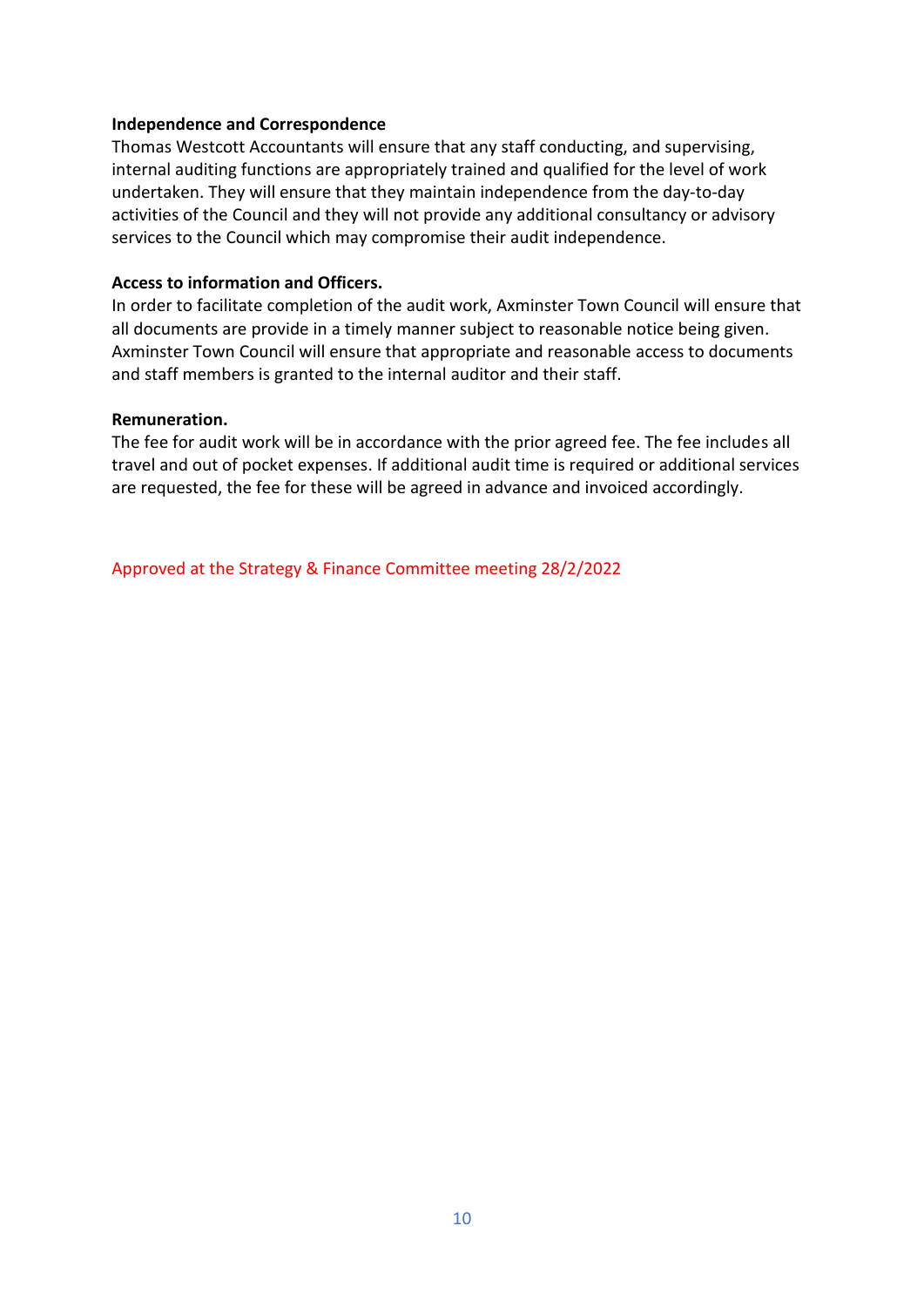**Independence and Correspondence**

Thomas Westcott Accountants will ensure that any staff conducting, and supervising, internal auditing functions are appropriately trained and qualified for the level of work undertaken. They will ensure that they maintain independence from the day-to-day activities of the Council and they will not provide any additional consultancy or advisory services to the Council which may compromise their audit independence.

**Access to information and Officers.**

In order to facilitate completion of the audit work, Axminster Town Council will ensure that all documents are provide in a timely manner subject to reasonable notice being given. Axminster Town Council will ensure that appropriate and reasonable access to documents and staff members is granted to the internal auditor and their staff.

**Remuneration.**

The fee for audit work will be in accordance with the prior agreed fee. The fee includes all travel and out of pocket expenses. If additional audit time is required or additional services are requested, the fee for these will be agreed in advance and invoiced accordingly.

Approved at the Strategy & Finance Committee meeting 28/2/2022